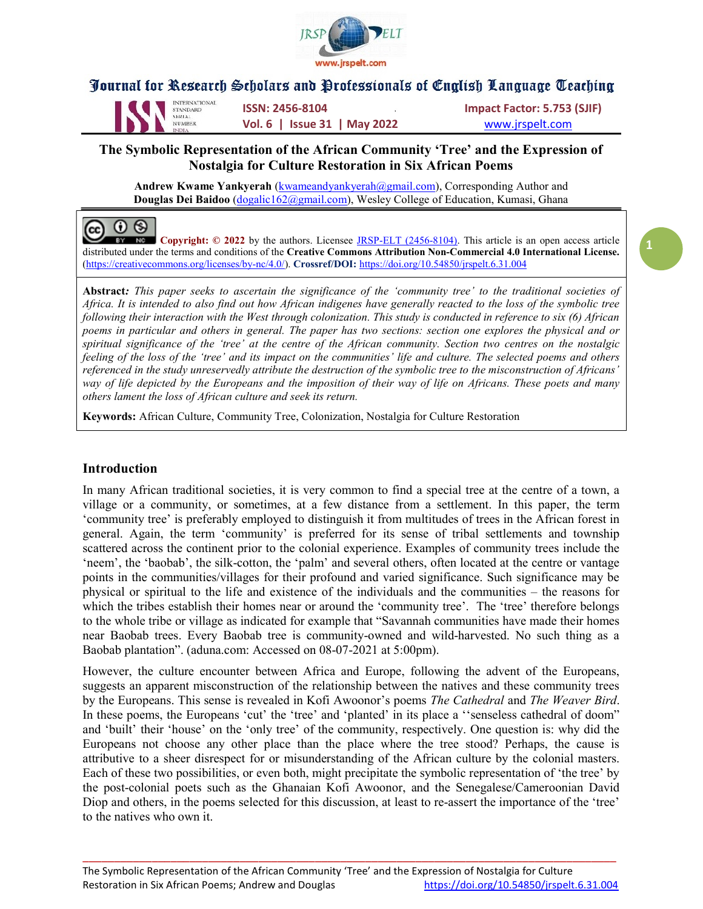# The Symbolic Representation of the African Community 'Tree' and the Expression of Nostalgia for Culture Restoration in Six African Poems

**Andrew Kwame Yankyerah** (kwameandyankyerah@gmail.com), Corresponding Author and **Douglas Dei Baidoo** (dogalic162@gmail.com), Wesley College of Education, Kumasi, Ghana

**Copyright: © 2022** by the authors. Licensee JRSP-ELT (2456-8104). This article is an open access article distributed under the terms and conditions of the **Creative Commons Attribution Non-Commercial 4.0 International License.** (https://creativecommons.org/licenses/by-nc/4.0/). **Crossref/DOI:** https://doi.org/10.54850/jrspelt.6.31.004

**Abstract***:* *This paper seeks to ascertain the significance of the 'community tree' to the traditional societies of Africa. It is intended to also find out how African indigenes have generally reacted to the loss of the symbolic tree following their interaction with the West through colonization. This study is conducted in reference to six (6) African poems in particular and others in general. The paper has two sections: section one explores the physical and or spiritual significance of the 'tree' at the centre of the African community. Section two centres on the nostalgic feeling of the loss of the 'tree' and its impact on the communities' life and culture. The selected poems and others referenced in the study unreservedly attribute the destruction of the symbolic tree to the misconstruction of Africans' way of life depicted by the Europeans and the imposition of their way of life on Africans. These poets and many others lament the loss of African culture and seek its return.*

**Keywords:** African Culture, Community Tree, Colonization, Nostalgia for Culture Restoration

## Introduction

In many African traditional societies, it is very common to find a special tree at the centre of a town, a village or a community, or sometimes, at a few distance from a settlement. In this paper, the term 'community tree' is preferably employed to distinguish it from multitudes of trees in the African forest in general. Again, the term 'community' is preferred for its sense of tribal settlements and township scattered across the continent prior to the colonial experience. Examples of community trees include the 'neem', the 'baobab', the silk-cotton, the 'palm' and several others, often located at the centre or vantage points in the communities/villages for their profound and varied significance. Such significance may be physical or spiritual to the life and existence of the individuals and the communities – the reasons for which the tribes establish their homes near or around the 'community tree'. The 'tree' therefore belongs to the whole tribe or village as indicated for example that "Savannah communities have made their homes near Baobab trees. Every Baobab tree is community-owned and wild-harvested. No such thing as a Baobab plantation". (aduna.com: Accessed on 08-07-2021 at 5:00pm).

However, the culture encounter between Africa and Europe, following the advent of the Europeans, suggests an apparent misconstruction of the relationship between the natives and these community trees by the Europeans. This sense is revealed in Kofi Awoonor's poems *The Cathedral* and *The Weaver Bird*. In these poems, the Europeans 'cut' the 'tree' and 'planted' in its place a ''senseless cathedral of doom" and 'built' their 'house' on the 'only tree' of the community, respectively. One question is: why did the Europeans not choose any other place than the place where the tree stood? Perhaps, the cause is attributive to a sheer disrespect for or misunderstanding of the African culture by the colonial masters. Each of these two possibilities, or even both, might precipitate the symbolic representation of 'the tree' by the post-colonial poets such as the Ghanaian Kofi Awoonor, and the Senegalese/Cameroonian David Diop and others, in the poems selected for this discussion, at least to re-assert the importance of the 'tree' to the natives who own it.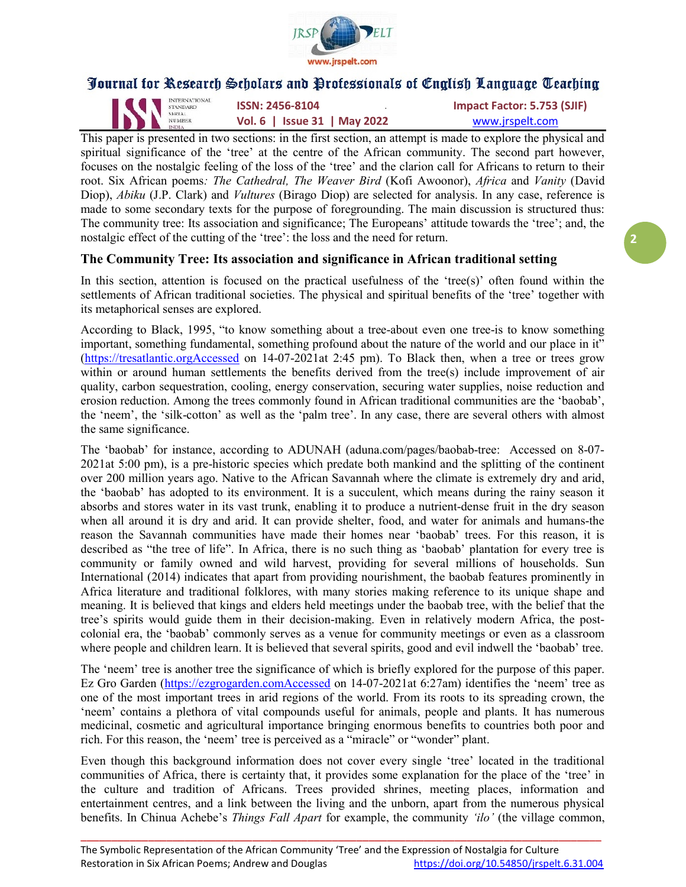This paper is presented in two sections: in the first section, an attempt is made to explore the physical and spiritual significance of the 'tree' at the centre of the African community. The second part however, focuses on the nostalgic feeling of the loss of the 'tree' and the clarion call for Africans to return to their root. Six African poems*: The Cathedral, The Weaver Bird* (Kofi Awoonor), *Africa* and *Vanity* (David Diop), *Abiku* (J.P. Clark) and *Vultures* (Birago Diop) are selected for analysis. In any case, reference is made to some secondary texts for the purpose of foregrounding. The main discussion is structured thus: The community tree: Its association and significance; The Europeans' attitude towards the 'tree'; and, the nostalgic effect of the cutting of the 'tree': the loss and the need for return.

## The Community Tree: Its association and significance in African traditional setting

In this section, attention is focused on the practical usefulness of the 'tree(s)' often found within the settlements of African traditional societies. The physical and spiritual benefits of the 'tree' together with its metaphorical senses are explored.

According to Black, 1995, "to know something about a tree-about even one tree-is to know something important, something fundamental, something profound about the nature of the world and our place in it" (https://tresatlantic.orgAccessed on 14-07-2021at 2:45 pm). To Black then, when a tree or trees grow within or around human settlements the benefits derived from the tree(s) include improvement of air quality, carbon sequestration, cooling, energy conservation, securing water supplies, noise reduction and erosion reduction. Among the trees commonly found in African traditional communities are the 'baobab', the 'neem', the 'silk-cotton' as well as the 'palm tree'. In any case, there are several others with almost the same significance.

The 'baobab' for instance, according to ADUNAH (aduna.com/pages/baobab-tree: Accessed on 8-07-2021at 5:00 pm), is a pre-historic species which predate both mankind and the splitting of the continent over 200 million years ago. Native to the African Savannah where the climate is extremely dry and arid, the 'baobab' has adopted to its environment. It is a succulent, which means during the rainy season it absorbs and stores water in its vast trunk, enabling it to produce a nutrient-dense fruit in the dry season when all around it is dry and arid. It can provide shelter, food, and water for animals and humans-the reason the Savannah communities have made their homes near 'baobab' trees. For this reason, it is described as "the tree of life". In Africa, there is no such thing as 'baobab' plantation for every tree is community or family owned and wild harvest, providing for several millions of households. Sun International (2014) indicates that apart from providing nourishment, the baobab features prominently in Africa literature and traditional folklores, with many stories making reference to its unique shape and meaning. It is believed that kings and elders held meetings under the baobab tree, with the belief that the tree's spirits would guide them in their decision-making. Even in relatively modern Africa, the post-colonial era, the 'baobab' commonly serves as a venue for community meetings or even as a classroom where people and children learn. It is believed that several spirits, good and evil indwell the 'baobab' tree.

The 'neem' tree is another tree the significance of which is briefly explored for the purpose of this paper. Ez Gro Garden (https://ezgrogarden.comAccessed on 14-07-2021at 6:27am) identifies the 'neem' tree as one of the most important trees in arid regions of the world. From its roots to its spreading crown, the 'neem' contains a plethora of vital compounds useful for animals, people and plants. It has numerous medicinal, cosmetic and agricultural importance bringing enormous benefits to countries both poor and rich. For this reason, the 'neem' tree is perceived as a "miracle" or "wonder" plant.

Even though this background information does not cover every single 'tree' located in the traditional communities of Africa, there is certainty that, it provides some explanation for the place of the 'tree' in the culture and tradition of Africans. Trees provided shrines, meeting places, information and entertainment centres, and a link between the living and the unborn, apart from the numerous physical benefits. In Chinua Achebe's *Things Fall Apart* for example, the community *'ilo'* (the village common,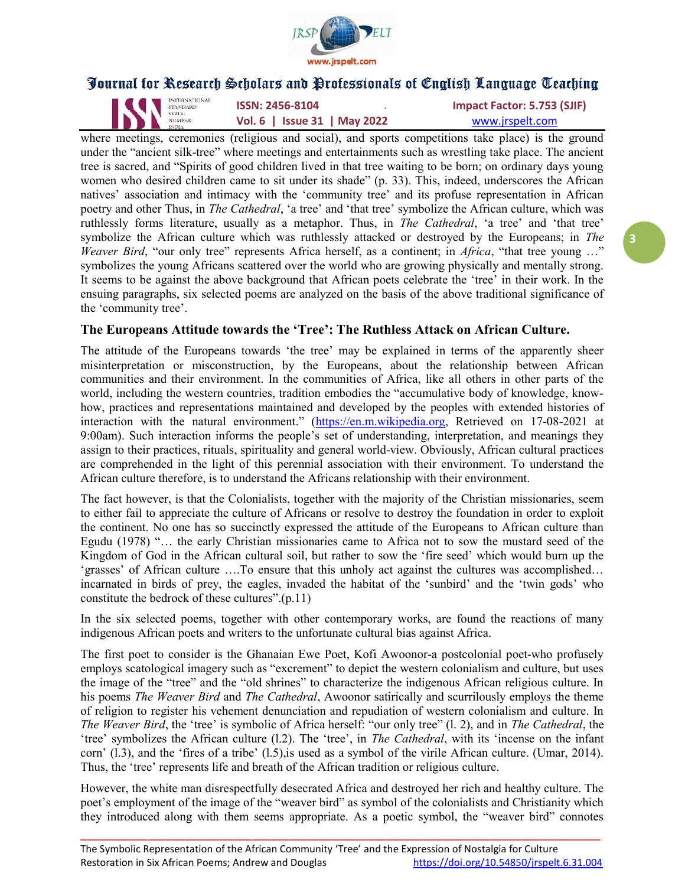where meetings, ceremonies (religious and social), and sports competitions take place) is the ground under the "ancient silk-tree" where meetings and entertainments such as wrestling take place. The ancient tree is sacred, and "Spirits of good children lived in that tree waiting to be born; on ordinary days young women who desired children came to sit under its shade" (p. 33). This, indeed, underscores the African natives' association and intimacy with the 'community tree' and its profuse representation in African poetry and other Thus, in *The Cathedral*, 'a tree' and 'that tree' symbolize the African culture, which was ruthlessly forms literature, usually as a metaphor. Thus, in *The Cathedral*, 'a tree' and 'that tree' symbolize the African culture which was ruthlessly attacked or destroyed by the Europeans; in *The Weaver Bird*, "our only tree" represents Africa herself, as a continent; in *Africa*, "that tree young …" symbolizes the young Africans scattered over the world who are growing physically and mentally strong. It seems to be against the above background that African poets celebrate the 'tree' in their work. In the ensuing paragraphs, six selected poems are analyzed on the basis of the above traditional significance of the 'community tree'.

## The Europeans Attitude towards the 'Tree': The Ruthless Attack on African Culture.

The attitude of the Europeans towards 'the tree' may be explained in terms of the apparently sheer misinterpretation or misconstruction, by the Europeans, about the relationship between African communities and their environment. In the communities of Africa, like all others in other parts of the world, including the western countries, tradition embodies the "accumulative body of knowledge, know-how, practices and representations maintained and developed by the peoples with extended histories of interaction with the natural environment." (https://en.m.wikipedia.org, Retrieved on 17-08-2021 at 9:00am). Such interaction informs the people's set of understanding, interpretation, and meanings they assign to their practices, rituals, spirituality and general world-view. Obviously, African cultural practices are comprehended in the light of this perennial association with their environment. To understand the African culture therefore, is to understand the Africans relationship with their environment.

The fact however, is that the Colonialists, together with the majority of the Christian missionaries, seem to either fail to appreciate the culture of Africans or resolve to destroy the foundation in order to exploit the continent. No one has so succinctly expressed the attitude of the Europeans to African culture than Egudu (1978) "… the early Christian missionaries came to Africa not to sow the mustard seed of the Kingdom of God in the African cultural soil, but rather to sow the 'fire seed' which would burn up the 'grasses' of African culture ….To ensure that this unholy act against the cultures was accomplished… incarnated in birds of prey, the eagles, invaded the habitat of the 'sunbird' and the 'twin gods' who constitute the bedrock of these cultures".(p.11)

In the six selected poems, together with other contemporary works, are found the reactions of many indigenous African poets and writers to the unfortunate cultural bias against Africa.

The first poet to consider is the Ghanaian Ewe Poet, Kofi Awoonor-a postcolonial poet-who profusely employs scatological imagery such as "excrement" to depict the western colonialism and culture, but uses the image of the "tree" and the "old shrines" to characterize the indigenous African religious culture. In his poems *The Weaver Bird* and *The Cathedral*, Awoonor satirically and scurrilously employs the theme of religion to register his vehement denunciation and repudiation of western colonialism and culture. In *The Weaver Bird*, the 'tree' is symbolic of Africa herself: "our only tree" (l. 2), and in *The Cathedral*, the 'tree' symbolizes the African culture (l.2). The 'tree', in *The Cathedral*, with its 'incense on the infant corn' (l.3), and the 'fires of a tribe' (l.5),is used as a symbol of the virile African culture. (Umar, 2014). Thus, the 'tree' represents life and breath of the African tradition or religious culture.

However, the white man disrespectfully desecrated Africa and destroyed her rich and healthy culture. The poet's employment of the image of the "weaver bird" as symbol of the colonialists and Christianity which they introduced along with them seems appropriate. As a poetic symbol, the "weaver bird" connotes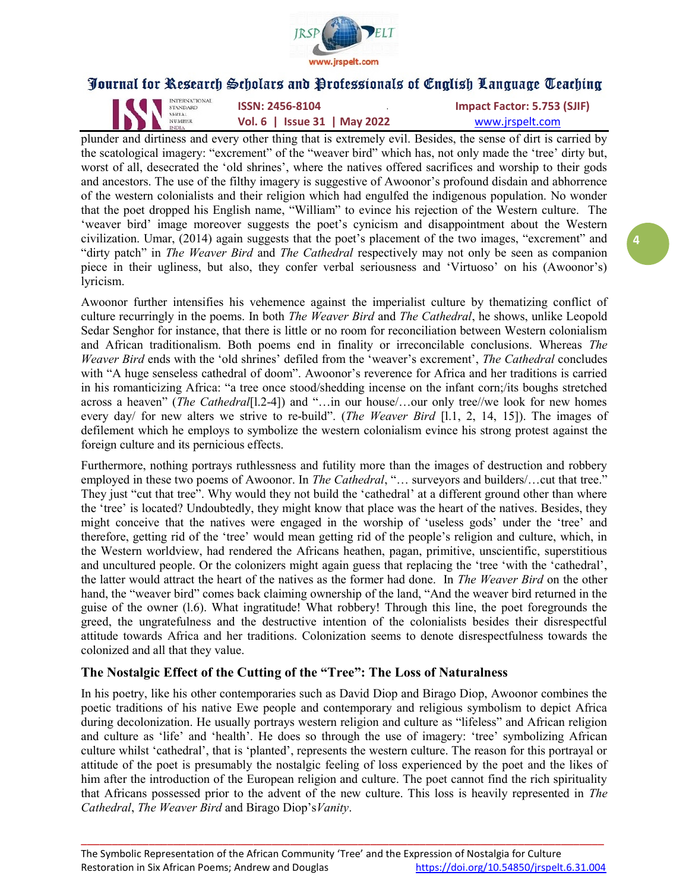plunder and dirtiness and every other thing that is extremely evil. Besides, the sense of dirt is carried by the scatological imagery: "excrement" of the "weaver bird" which has, not only made the 'tree' dirty but, worst of all, desecrated the 'old shrines', where the natives offered sacrifices and worship to their gods and ancestors. The use of the filthy imagery is suggestive of Awoonor's profound disdain and abhorrence of the western colonialists and their religion which had engulfed the indigenous population. No wonder that the poet dropped his English name, "William" to evince his rejection of the Western culture. The 'weaver bird' image moreover suggests the poet's cynicism and disappointment about the Western civilization. Umar, (2014) again suggests that the poet's placement of the two images, "excrement" and "dirty patch" in *The Weaver Bird* and *The Cathedral* respectively may not only be seen as companion piece in their ugliness, but also, they confer verbal seriousness and 'Virtuoso' on his (Awoonor's) lyricism.

Awoonor further intensifies his vehemence against the imperialist culture by thematizing conflict of culture recurringly in the poems. In both *The Weaver Bird* and *The Cathedral*, he shows, unlike Leopold Sedar Senghor for instance, that there is little or no room for reconciliation between Western colonialism and African traditionalism. Both poems end in finality or irreconcilable conclusions. Whereas *The Weaver Bird* ends with the 'old shrines' defiled from the 'weaver's excrement', *The Cathedral* concludes with "A huge senseless cathedral of doom". Awoonor's reverence for Africa and her traditions is carried in his romanticizing Africa: "a tree once stood/shedding incense on the infant corn;/its boughs stretched across a heaven" (*The Cathedral*[l.2-4]) and "…in our house/…our only tree//we look for new homes every day/ for new alters we strive to re-build". (*The Weaver Bird* [l.1, 2, 14, 15]). The images of defilement which he employs to symbolize the western colonialism evince his strong protest against the foreign culture and its pernicious effects.

Furthermore, nothing portrays ruthlessness and futility more than the images of destruction and robbery employed in these two poems of Awoonor. In *The Cathedral*, "… surveyors and builders/…cut that tree." They just "cut that tree". Why would they not build the 'cathedral' at a different ground other than where the 'tree' is located? Undoubtedly, they might know that place was the heart of the natives. Besides, they might conceive that the natives were engaged in the worship of 'useless gods' under the 'tree' and therefore, getting rid of the 'tree' would mean getting rid of the people's religion and culture, which, in the Western worldview, had rendered the Africans heathen, pagan, primitive, unscientific, superstitious and uncultured people. Or the colonizers might again guess that replacing the 'tree 'with the 'cathedral', the latter would attract the heart of the natives as the former had done. In *The Weaver Bird* on the other hand, the "weaver bird" comes back claiming ownership of the land, "And the weaver bird returned in the guise of the owner (l.6). What ingratitude! What robbery! Through this line, the poet foregrounds the greed, the ungratefulness and the destructive intention of the colonialists besides their disrespectful attitude towards Africa and her traditions. Colonization seems to denote disrespectfulness towards the colonized and all that they value.

### The Nostalgic Effect of the Cutting of the "Tree": The Loss of Naturalness

In his poetry, like his other contemporaries such as David Diop and Birago Diop, Awoonor combines the poetic traditions of his native Ewe people and contemporary and religious symbolism to depict Africa during decolonization. He usually portrays western religion and culture as "lifeless" and African religion and culture as 'life' and 'health'. He does so through the use of imagery: 'tree' symbolizing African culture whilst 'cathedral', that is 'planted', represents the western culture. The reason for this portrayal or attitude of the poet is presumably the nostalgic feeling of loss experienced by the poet and the likes of him after the introduction of the European religion and culture. The poet cannot find the rich spirituality that Africans possessed prior to the advent of the new culture. This loss is heavily represented in *The Cathedral*, *The Weaver Bird* and Birago Diop's*Vanity*.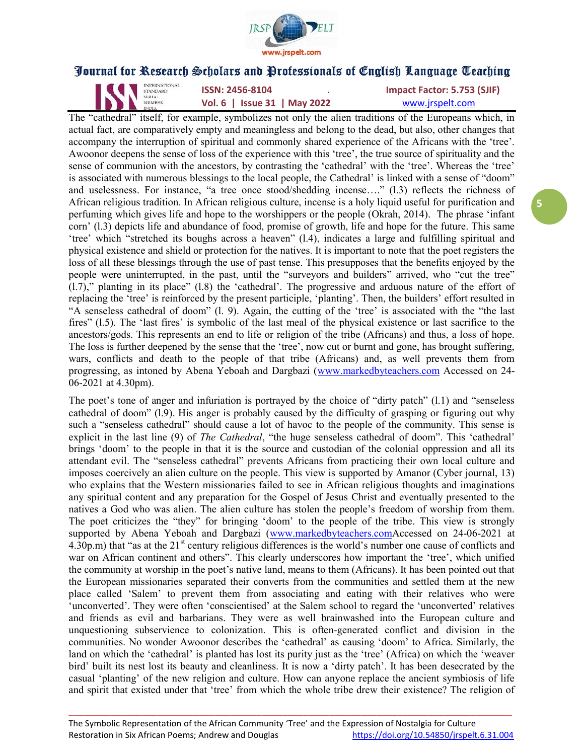The "cathedral" itself, for example, symbolizes not only the alien traditions of the Europeans which, in actual fact, are comparatively empty and meaningless and belong to the dead, but also, other changes that accompany the interruption of spiritual and commonly shared experience of the Africans with the 'tree'. Awoonor deepens the sense of loss of the experience with this 'tree', the true source of spirituality and the sense of communion with the ancestors, by contrasting the 'cathedral' with the 'tree'. Whereas the 'tree' is associated with numerous blessings to the local people, the Cathedral' is linked with a sense of "doom" and uselessness. For instance, "a tree once stood/shedding incense…." (l.3) reflects the richness of African religious tradition. In African religious culture, incense is a holy liquid useful for purification and perfuming which gives life and hope to the worshippers or the people (Okrah, 2014). The phrase 'infant corn' (l.3) depicts life and abundance of food, promise of growth, life and hope for the future. This same 'tree' which "stretched its boughs across a heaven" (l.4), indicates a large and fulfilling spiritual and physical existence and shield or protection for the natives. It is important to note that the poet registers the loss of all these blessings through the use of past tense. This presupposes that the benefits enjoyed by the people were uninterrupted, in the past, until the "surveyors and builders" arrived, who "cut the tree" (l.7)," planting in its place" (l.8) the 'cathedral'. The progressive and arduous nature of the effort of replacing the 'tree' is reinforced by the present participle, 'planting'. Then, the builders' effort resulted in "A senseless cathedral of doom" (l. 9). Again, the cutting of the 'tree' is associated with the "the last fires" (l.5). The 'last fires' is symbolic of the last meal of the physical existence or last sacrifice to the ancestors/gods. This represents an end to life or religion of the tribe (Africans) and thus, a loss of hope. The loss is further deepened by the sense that the 'tree', now cut or burnt and gone, has brought suffering, wars, conflicts and death to the people of that tribe (Africans) and, as well prevents them from progressing, as intoned by Abena Yeboah and Dargbazi (www.markedbyteachers.com Accessed on 24-06-2021 at 4.30pm).

The poet's tone of anger and infuriation is portrayed by the choice of "dirty patch" (l.1) and "senseless cathedral of doom" (l.9). His anger is probably caused by the difficulty of grasping or figuring out why such a "senseless cathedral" should cause a lot of havoc to the people of the community. This sense is explicit in the last line (9) of *The Cathedral*, "the huge senseless cathedral of doom". This 'cathedral' brings 'doom' to the people in that it is the source and custodian of the colonial oppression and all its attendant evil. The "senseless cathedral" prevents Africans from practicing their own local culture and imposes coercively an alien culture on the people. This view is supported by Amanor (Cyber journal, 13) who explains that the Western missionaries failed to see in African religious thoughts and imaginations any spiritual content and any preparation for the Gospel of Jesus Christ and eventually presented to the natives a God who was alien. The alien culture has stolen the people's freedom of worship from them. The poet criticizes the "they" for bringing 'doom' to the people of the tribe. This view is strongly supported by Abena Yeboah and Dargbazi (www.markedbyteachers.comAccessed on 24-06-2021 at 4.30p.m) that "as at the 21st century religious differences is the world's number one cause of conflicts and war on African continent and others". This clearly underscores how important the 'tree', which unified the community at worship in the poet's native land, means to them (Africans). It has been pointed out that the European missionaries separated their converts from the communities and settled them at the new place called 'Salem' to prevent them from associating and eating with their relatives who were 'unconverted'. They were often 'conscientised' at the Salem school to regard the 'unconverted' relatives and friends as evil and barbarians. They were as well brainwashed into the European culture and unquestioning subservience to colonization. This is often-generated conflict and division in the communities. No wonder Awoonor describes the 'cathedral' as causing 'doom' to Africa. Similarly, the land on which the 'cathedral' is planted has lost its purity just as the 'tree' (Africa) on which the 'weaver bird' built its nest lost its beauty and cleanliness. It is now a 'dirty patch'. It has been desecrated by the casual 'planting' of the new religion and culture. How can anyone replace the ancient symbiosis of life and spirit that existed under that 'tree' from which the whole tribe drew their existence? The religion of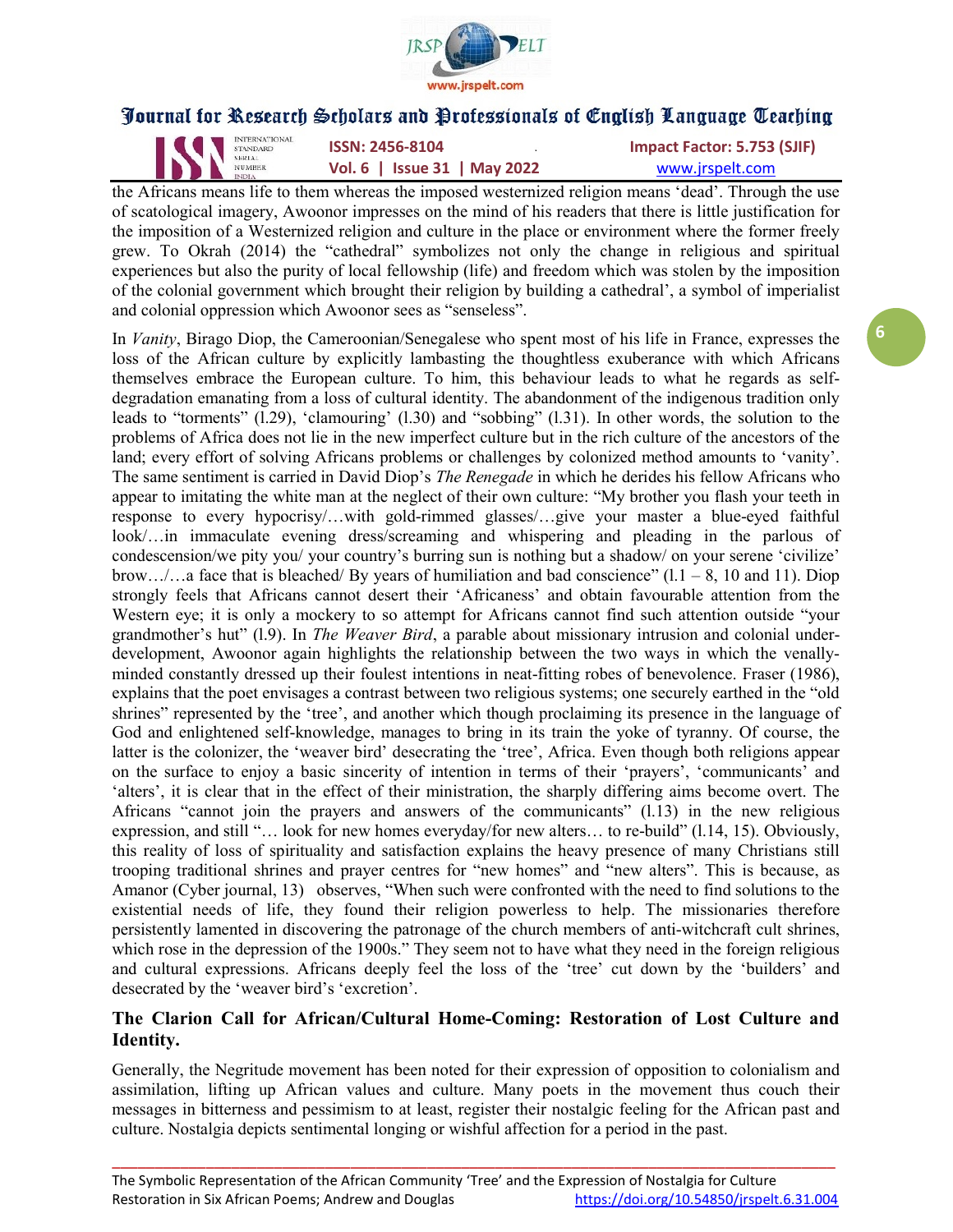the Africans means life to them whereas the imposed westernized religion means 'dead'. Through the use of scatological imagery, Awoonor impresses on the mind of his readers that there is little justification for the imposition of a Westernized religion and culture in the place or environment where the former freely grew. To Okrah (2014) the "cathedral" symbolizes not only the change in religious and spiritual experiences but also the purity of local fellowship (life) and freedom which was stolen by the imposition of the colonial government which brought their religion by building a cathedral', a symbol of imperialist and colonial oppression which Awoonor sees as "senseless".

In *Vanity*, Birago Diop, the Cameroonian/Senegalese who spent most of his life in France, expresses the loss of the African culture by explicitly lambasting the thoughtless exuberance with which Africans themselves embrace the European culture. To him, this behaviour leads to what he regards as self-degradation emanating from a loss of cultural identity. The abandonment of the indigenous tradition only leads to "torments" (l.29), 'clamouring' (l.30) and "sobbing" (l.31). In other words, the solution to the problems of Africa does not lie in the new imperfect culture but in the rich culture of the ancestors of the land; every effort of solving Africans problems or challenges by colonized method amounts to 'vanity'. The same sentiment is carried in David Diop's *The Renegade* in which he derides his fellow Africans who appear to imitating the white man at the neglect of their own culture: "My brother you flash your teeth in response to every hypocrisy/…with gold-rimmed glasses/…give your master a blue-eyed faithful look/…in immaculate evening dress/screaming and whispering and pleading in the parlous of condescension/we pity you/ your country's burring sun is nothing but a shadow/ on your serene 'civilize' brow…/…a face that is bleached/ By years of humiliation and bad conscience" (l.1 – 8, 10 and 11). Diop strongly feels that Africans cannot desert their 'Africaness' and obtain favourable attention from the Western eye; it is only a mockery to so attempt for Africans cannot find such attention outside "your grandmother's hut" (l.9). In *The Weaver Bird*, a parable about missionary intrusion and colonial under-development, Awoonor again highlights the relationship between the two ways in which the venally-minded constantly dressed up their foulest intentions in neat-fitting robes of benevolence. Fraser (1986), explains that the poet envisages a contrast between two religious systems; one securely earthed in the "old shrines" represented by the 'tree', and another which though proclaiming its presence in the language of God and enlightened self-knowledge, manages to bring in its train the yoke of tyranny. Of course, the latter is the colonizer, the 'weaver bird' desecrating the 'tree', Africa. Even though both religions appear on the surface to enjoy a basic sincerity of intention in terms of their 'prayers', 'communicants' and 'alters', it is clear that in the effect of their ministration, the sharply differing aims become overt. The Africans "cannot join the prayers and answers of the communicants" (l.13) in the new religious expression, and still "… look for new homes everyday/for new alters… to re-build" (l.14, 15). Obviously, this reality of loss of spirituality and satisfaction explains the heavy presence of many Christians still trooping traditional shrines and prayer centres for "new homes" and "new alters". This is because, as Amanor (Cyber journal, 13) observes, "When such were confronted with the need to find solutions to the existential needs of life, they found their religion powerless to help. The missionaries therefore persistently lamented in discovering the patronage of the church members of anti-witchcraft cult shrines, which rose in the depression of the 1900s." They seem not to have what they need in the foreign religious and cultural expressions. Africans deeply feel the loss of the 'tree' cut down by the 'builders' and desecrated by the 'weaver bird's 'excretion'.

## The Clarion Call for African/Cultural Home-Coming: Restoration of Lost Culture and Identity.

Generally, the Negritude movement has been noted for their expression of opposition to colonialism and assimilation, lifting up African values and culture. Many poets in the movement thus couch their messages in bitterness and pessimism to at least, register their nostalgic feeling for the African past and culture. Nostalgia depicts sentimental longing or wishful affection for a period in the past.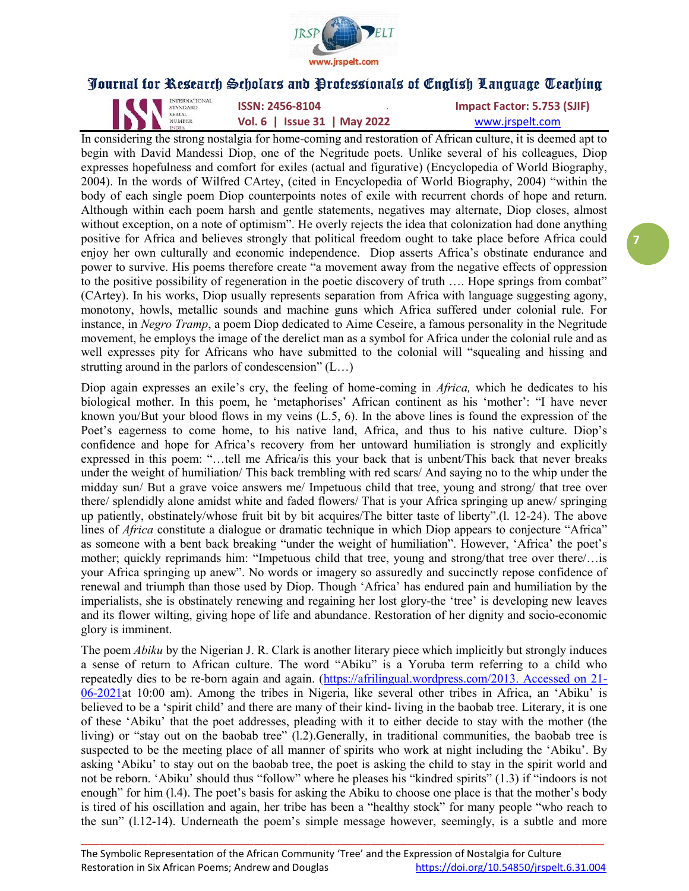In considering the strong nostalgia for home-coming and restoration of African culture, it is deemed apt to begin with David Mandessi Diop, one of the Negritude poets. Unlike several of his colleagues, Diop expresses hopefulness and comfort for exiles (actual and figurative) (Encyclopedia of World Biography, 2004). In the words of Wilfred CArtey, (cited in Encyclopedia of World Biography, 2004) "within the body of each single poem Diop counterpoints notes of exile with recurrent chords of hope and return. Although within each poem harsh and gentle statements, negatives may alternate, Diop closes, almost without exception, on a note of optimism". He overly rejects the idea that colonization had done anything positive for Africa and believes strongly that political freedom ought to take place before Africa could enjoy her own culturally and economic independence. Diop asserts Africa's obstinate endurance and power to survive. His poems therefore create "a movement away from the negative effects of oppression to the positive possibility of regeneration in the poetic discovery of truth …. Hope springs from combat" (CArtey). In his works, Diop usually represents separation from Africa with language suggesting agony, monotony, howls, metallic sounds and machine guns which Africa suffered under colonial rule. For instance, in *Negro Tramp*, a poem Diop dedicated to Aime Ceseire, a famous personality in the Negritude movement, he employs the image of the derelict man as a symbol for Africa under the colonial rule and as well expresses pity for Africans who have submitted to the colonial will "squealing and hissing and strutting around in the parlors of condescension" (L…)

Diop again expresses an exile's cry, the feeling of home-coming in *Africa,* which he dedicates to his biological mother. In this poem, he 'metaphorises' African continent as his 'mother': "I have never known you/But your blood flows in my veins (L.5, 6). In the above lines is found the expression of the Poet's eagerness to come home, to his native land, Africa, and thus to his native culture. Diop's confidence and hope for Africa's recovery from her untoward humiliation is strongly and explicitly expressed in this poem: "…tell me Africa/is this your back that is unbent/This back that never breaks under the weight of humiliation/ This back trembling with red scars/ And saying no to the whip under the midday sun/ But a grave voice answers me/ Impetuous child that tree, young and strong/ that tree over there/ splendidly alone amidst white and faded flowers/ That is your Africa springing up anew/ springing up patiently, obstinately/whose fruit bit by bit acquires/The bitter taste of liberty".(l. 12-24). The above lines of *Africa* constitute a dialogue or dramatic technique in which Diop appears to conjecture "Africa" as someone with a bent back breaking "under the weight of humiliation". However, 'Africa' the poet's mother; quickly reprimands him: "Impetuous child that tree, young and strong/that tree over there/…is your Africa springing up anew". No words or imagery so assuredly and succinctly repose confidence of renewal and triumph than those used by Diop. Though 'Africa' has endured pain and humiliation by the imperialists, she is obstinately renewing and regaining her lost glory-the 'tree' is developing new leaves and its flower wilting, giving hope of life and abundance. Restoration of her dignity and socio-economic glory is imminent.

The poem *Abiku* by the Nigerian J. R. Clark is another literary piece which implicitly but strongly induces a sense of return to African culture. The word "Abiku" is a Yoruba term referring to a child who repeatedly dies to be re-born again and again. (https://afrilingual.wordpress.com/2013. Accessed on 21-06-2021at 10:00 am). Among the tribes in Nigeria, like several other tribes in Africa, an 'Abiku' is believed to be a 'spirit child' and there are many of their kind- living in the baobab tree. Literary, it is one of these 'Abiku' that the poet addresses, pleading with it to either decide to stay with the mother (the living) or "stay out on the baobab tree" (l.2).Generally, in traditional communities, the baobab tree is suspected to be the meeting place of all manner of spirits who work at night including the 'Abiku'. By asking 'Abiku' to stay out on the baobab tree, the poet is asking the child to stay in the spirit world and not be reborn. 'Abiku' should thus "follow" where he pleases his "kindred spirits" (1.3) if "indoors is not enough" for him (l.4). The poet's basis for asking the Abiku to choose one place is that the mother's body is tired of his oscillation and again, her tribe has been a "healthy stock" for many people "who reach to the sun" (l.12-14). Underneath the poem's simple message however, seemingly, is a subtle and more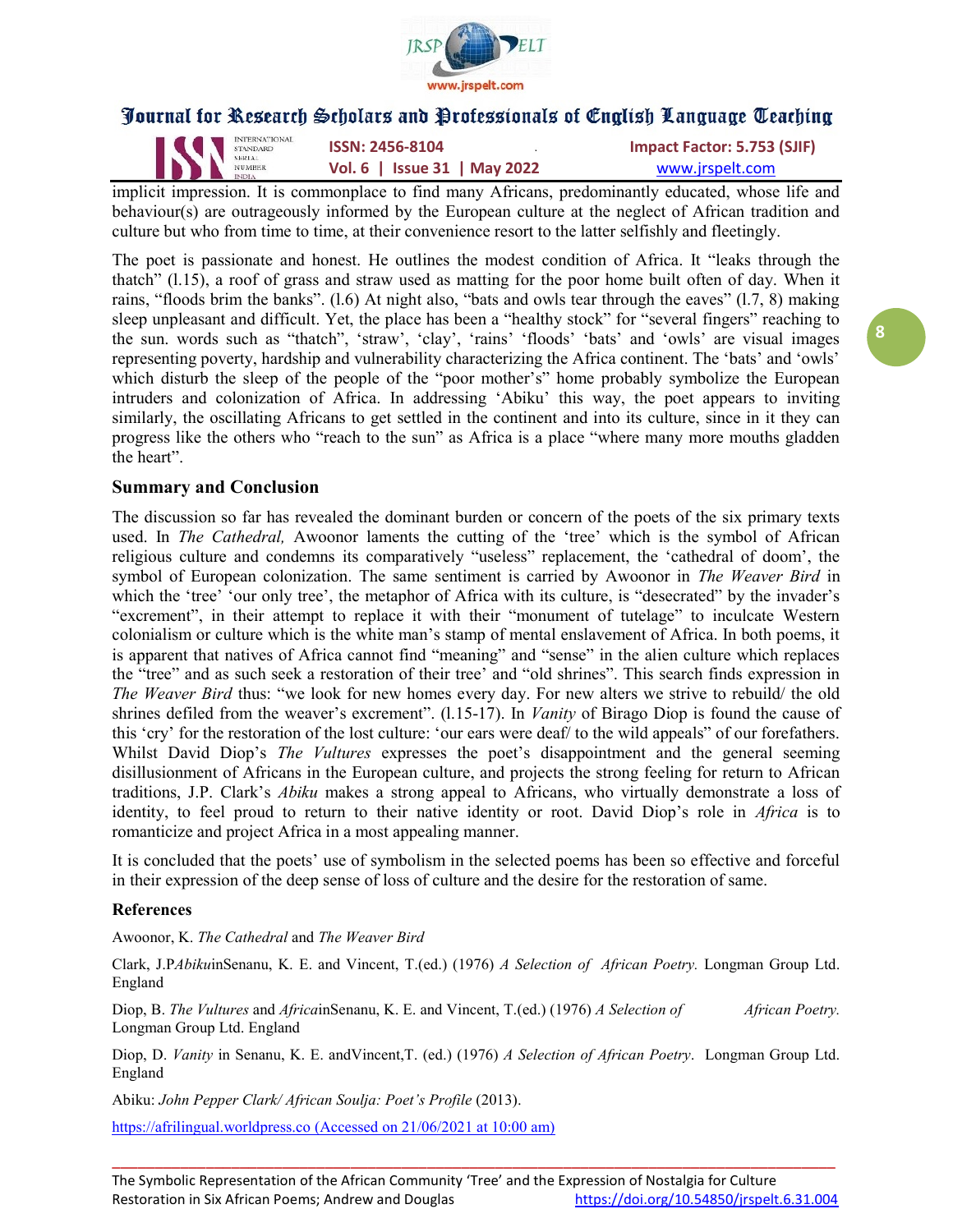implicit impression. It is commonplace to find many Africans, predominantly educated, whose life and behaviour(s) are outrageously informed by the European culture at the neglect of African tradition and culture but who from time to time, at their convenience resort to the latter selfishly and fleetingly.

The poet is passionate and honest. He outlines the modest condition of Africa. It "leaks through the thatch" (l.15), a roof of grass and straw used as matting for the poor home built often of day. When it rains, "floods brim the banks". (l.6) At night also, "bats and owls tear through the eaves" (l.7, 8) making sleep unpleasant and difficult. Yet, the place has been a "healthy stock" for "several fingers" reaching to the sun. words such as "thatch", 'straw', 'clay', 'rains' 'floods' 'bats' and 'owls' are visual images representing poverty, hardship and vulnerability characterizing the Africa continent. The 'bats' and 'owls' which disturb the sleep of the people of the "poor mother's" home probably symbolize the European intruders and colonization of Africa. In addressing 'Abiku' this way, the poet appears to inviting similarly, the oscillating Africans to get settled in the continent and into its culture, since in it they can progress like the others who "reach to the sun" as Africa is a place "where many more mouths gladden the heart".

## Summary and Conclusion

The discussion so far has revealed the dominant burden or concern of the poets of the six primary texts used. In *The Cathedral,* Awoonor laments the cutting of the 'tree' which is the symbol of African religious culture and condemns its comparatively "useless" replacement, the 'cathedral of doom', the symbol of European colonization. The same sentiment is carried by Awoonor in *The Weaver Bird* in which the 'tree' 'our only tree', the metaphor of Africa with its culture, is "desecrated" by the invader's "excrement", in their attempt to replace it with their "monument of tutelage" to inculcate Western colonialism or culture which is the white man's stamp of mental enslavement of Africa. In both poems, it is apparent that natives of Africa cannot find "meaning" and "sense" in the alien culture which replaces the "tree" and as such seek a restoration of their tree' and "old shrines". This search finds expression in *The Weaver Bird* thus: "we look for new homes every day. For new alters we strive to rebuild/ the old shrines defiled from the weaver's excrement". (l.15-17). In *Vanity* of Birago Diop is found the cause of this 'cry' for the restoration of the lost culture: 'our ears were deaf/ to the wild appeals" of our forefathers. Whilst David Diop's *The Vultures* expresses the poet's disappointment and the general seeming disillusionment of Africans in the European culture, and projects the strong feeling for return to African traditions, J.P. Clark's *Abiku* makes a strong appeal to Africans, who virtually demonstrate a loss of identity, to feel proud to return to their native identity or root. David Diop's role in *Africa* is to romanticize and project Africa in a most appealing manner.

It is concluded that the poets' use of symbolism in the selected poems has been so effective and forceful in their expression of the deep sense of loss of culture and the desire for the restoration of same.

## References

Awoonor, K. *The Cathedral* and *The Weaver Bird*

Clark, J.P.*Abiku*inSenanu, K. E. and Vincent, T.(ed.) (1976) *A Selection of African Poetry.* Longman Group Ltd. England

Diop, B. *The Vultures* and *Africa*inSenanu, K. E. and Vincent, T.(ed.) (1976) *A Selection of African Poetry.* Longman Group Ltd. England

Diop, D. *Vanity* in Senanu, K. E. andVincent,T. (ed.) (1976) *A Selection of African Poetry*. Longman Group Ltd. England

Abiku: *John Pepper Clark/ African Soulja: Poet's Profile* (2013).

https://afrilingual.worldpress.co (Accessed on 21/06/2021 at 10:00 am)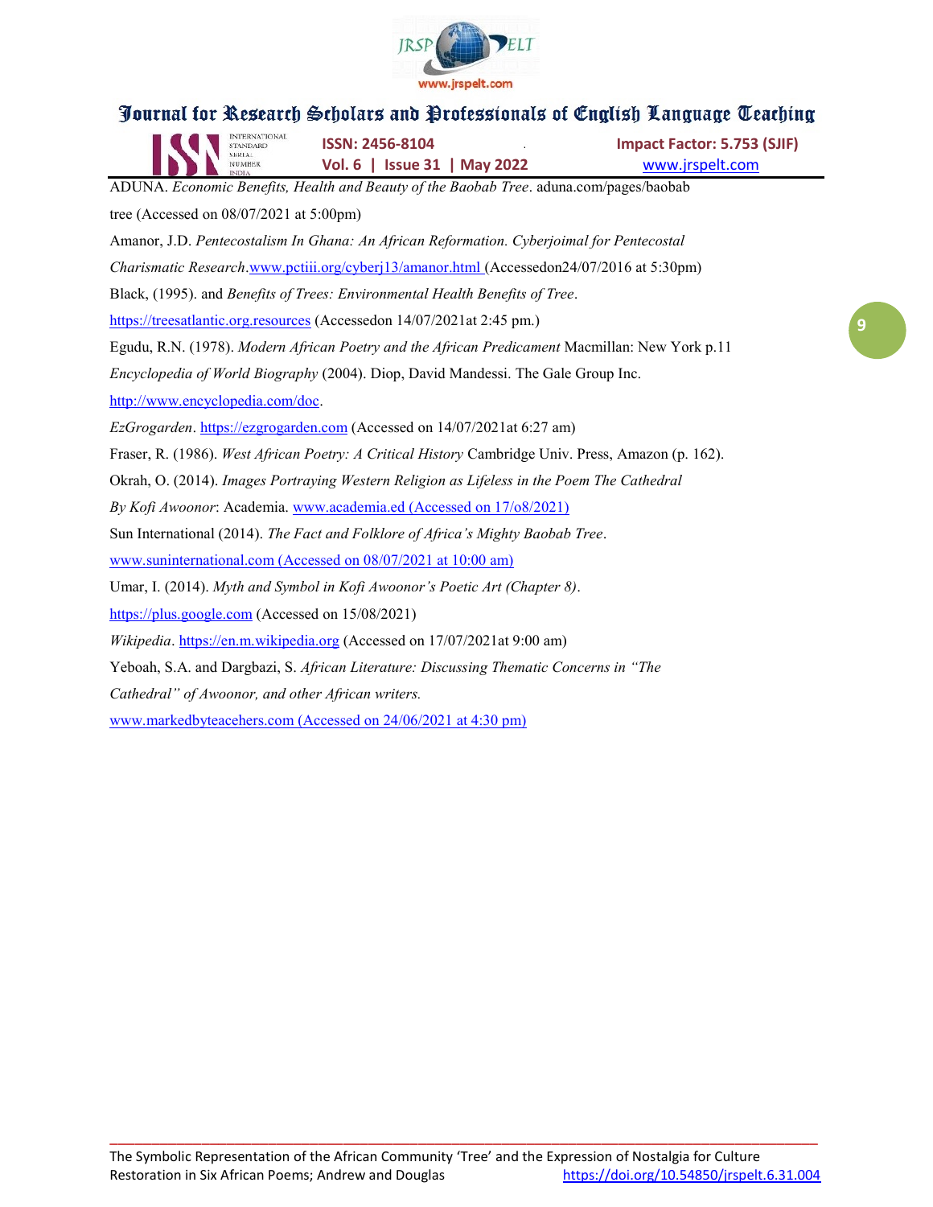ADUNA. *Economic Benefits, Health and Beauty of the Baobab Tree*. aduna.com/pages/baobab tree (Accessed on 08/07/2021 at 5:00pm)

Amanor, J.D. *Pentecostalism In Ghana: An African Reformation. Cyberjoimal for Pentecostal Charismatic Research*.www.pctiii.org/cyberj13/amanor.html (Accessedon24/07/2016 at 5:30pm)

Black, (1995). and *Benefits of Trees: Environmental Health Benefits of Tree*. https://treesatlantic.org.resources (Accessedon 14/07/2021at 2:45 pm.)

Egudu, R.N. (1978). *Modern African Poetry and the African Predicament* Macmillan: New York p.11

*Encyclopedia of World Biography* (2004). Diop, David Mandessi. The Gale Group Inc. http://www.encyclopedia.com/doc.

*EzGrogarden*. https://ezgrogarden.com (Accessed on 14/07/2021at 6:27 am)

Fraser, R. (1986). *West African Poetry: A Critical History* Cambridge Univ. Press, Amazon (p. 162).

Okrah, O. (2014). *Images Portraying Western Religion as Lifeless in the Poem The Cathedral By Kofi Awoonor*: Academia. www.academia.ed (Accessed on 17/o8/2021)

Sun International (2014). *The Fact and Folklore of Africa's Mighty Baobab Tree*. www.suninternational.com (Accessed on 08/07/2021 at 10:00 am)

Umar, I. (2014). *Myth and Symbol in Kofi Awoonor's Poetic Art (Chapter 8)*. https://plus.google.com (Accessed on 15/08/2021)

*Wikipedia*. https://en.m.wikipedia.org (Accessed on 17/07/2021at 9:00 am)

Yeboah, S.A. and Dargbazi, S. *African Literature: Discussing Thematic Concerns in "The Cathedral" of Awoonor, and other African writers.* www.markedbyteacehers.com (Accessed on 24/06/2021 at 4:30 pm)